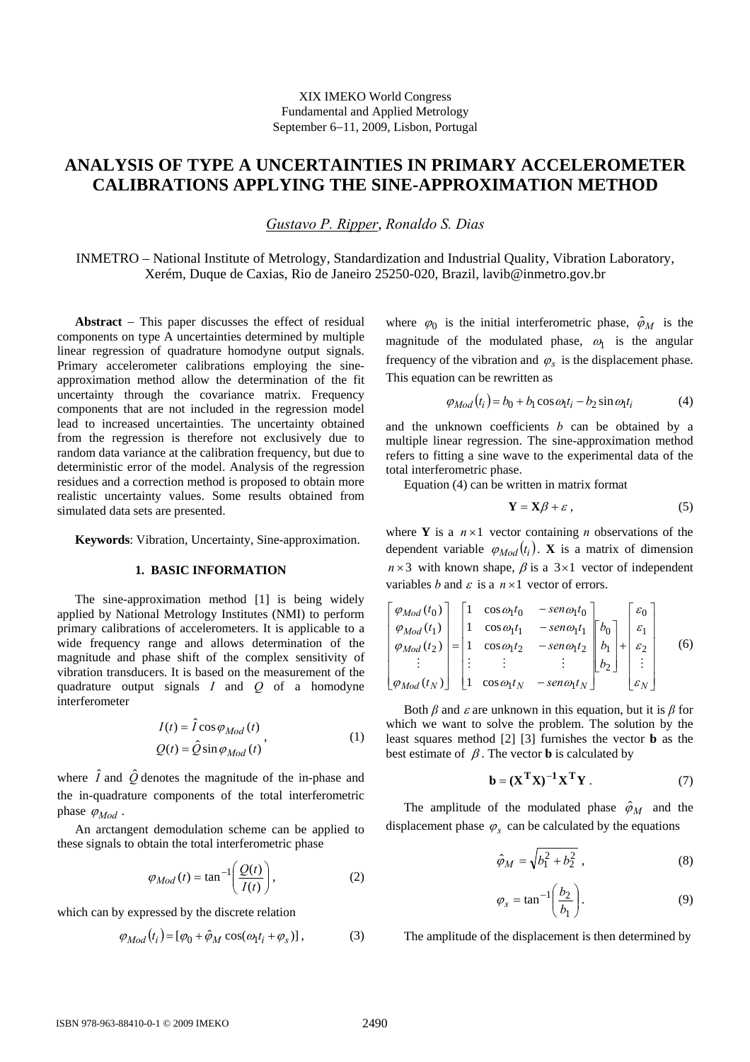XIX IMEKO World Congress
Fundamental and Applied Metrology
September 6–11, 2009, Lisbon, Portugal

# ANALYSIS OF TYPE A UNCERTAINTIES IN PRIMARY ACCELEROMETER CALIBRATIONS APPLYING THE SINE-APPROXIMATION METHOD

*Gustavo P. Ripper*, *Ronaldo S. Dias*

INMETRO – National Institute of Metrology, Standardization and Industrial Quality, Vibration Laboratory, Xerém, Duque de Caxias, Rio de Janeiro 25250-020, Brazil, lavib@inmetro.gov.br

**Abstract** – This paper discusses the effect of residual components on type A uncertainties determined by multiple linear regression of quadrature homodyne output signals. Primary accelerometer calibrations employing the sine-approximation method allow the determination of the fit uncertainty through the covariance matrix. Frequency components that are not included in the regression model lead to increased uncertainties. The uncertainty obtained from the regression is therefore not exclusively due to random data variance at the calibration frequency, but due to deterministic error of the model. Analysis of the regression residues and a correction method is proposed to obtain more realistic uncertainty values. Some results obtained from simulated data sets are presented.

**Keywords**: Vibration, Uncertainty, Sine-approximation.

## 1. BASIC INFORMATION

The sine-approximation method [1] is being widely applied by National Metrology Institutes (NMI) to perform primary calibrations of accelerometers. It is applicable to a wide frequency range and allows determination of the magnitude and phase shift of the complex sensitivity of vibration transducers. It is based on the measurement of the quadrature output signals $I$ and $Q$ of a homodyne interferometer

$$I(t) = \hat{I}\cos\varphi_{Mod}(t)$$
$$Q(t) = \hat{Q}\sin\varphi_{Mod}(t)\,, \qquad (1)$$

where $\hat{I}$ and $\hat{Q}$ denotes the magnitude of the in-phase and the in-quadrature components of the total interferometric phase $\varphi_{Mod}$.

An arctangent demodulation scheme can be applied to these signals to obtain the total interferometric phase

$$\varphi_{Mod}(t) = \tan^{-1}\left(\frac{Q(t)}{I(t)}\right), \qquad (2)$$

which can by expressed by the discrete relation

$$\varphi_{Mod}(t_i) = [\varphi_0 + \hat{\varphi}_M \cos(\omega_1 t_i + \varphi_s)]\,, \qquad (3)$$

where $\varphi_0$ is the initial interferometric phase, $\hat{\varphi}_M$ is the magnitude of the modulated phase, $\omega_1$ is the angular frequency of the vibration and $\varphi_s$ is the displacement phase. This equation can be rewritten as

$$\varphi_{Mod}(t_i) = b_0 + b_1\cos\omega_1 t_i - b_2 \sin\omega_1 t_i \qquad (4)$$

and the unknown coefficients $b$ can be obtained by a multiple linear regression. The sine-approximation method refers to fitting a sine wave to the experimental data of the total interferometric phase.

Equation (4) can be written in matrix format

$$\mathbf{Y} = \mathbf{X}\beta + \varepsilon\,, \qquad (5)$$

where $\mathbf{Y}$ is a $n \times 1$ vector containing $n$ observations of the dependent variable $\varphi_{Mod}(t_i)$. $\mathbf{X}$ is a matrix of dimension $n \times 3$ with known shape, $\beta$ is a $3 \times 1$ vector of independent variables $b$ and $\varepsilon$ is a $n \times 1$ vector of errors.

$$\begin{bmatrix} \varphi_{Mod}(t_0) \\ \varphi_{Mod}(t_1) \\ \varphi_{Mod}(t_2) \\ \vdots \\ \varphi_{Mod}(t_N) \end{bmatrix} = \begin{bmatrix} 1 & \cos\omega_1 t_0 & -sen\,\omega_1 t_0 \\ 1 & \cos\omega_1 t_1 & -sen\,\omega_1 t_1 \\ 1 & \cos\omega_1 t_2 & -sen\,\omega_1 t_2 \\ \vdots & \vdots & \vdots \\ 1 & \cos\omega_1 t_N & -sen\,\omega_1 t_N \end{bmatrix} \begin{bmatrix} b_0 \\ b_1 \\ b_2 \end{bmatrix} + \begin{bmatrix} \varepsilon_0 \\ \varepsilon_1 \\ \varepsilon_2 \\ \vdots \\ \varepsilon_N \end{bmatrix} \qquad (6)$$

Both $\beta$ and $\varepsilon$ are unknown in this equation, but it is $\beta$ for which we want to solve the problem. The solution by the least squares method [2] [3] furnishes the vector $\mathbf{b}$ as the best estimate of $\beta$. The vector $\mathbf{b}$ is calculated by

$$\mathbf{b} = (\mathbf{X}^{\mathbf{T}}\mathbf{X})^{-1}\mathbf{X}^{\mathbf{T}}\mathbf{Y}\,. \qquad (7)$$

The amplitude of the modulated phase $\hat{\varphi}_M$ and the displacement phase $\varphi_s$ can be calculated by the equations

$$\hat{\varphi}_M = \sqrt{b_1^2 + b_2^2}\,, \qquad (8)$$

$$\varphi_s = \tan^{-1}\left(\frac{b_2}{b_1}\right). \qquad (9)$$

The amplitude of the displacement is then determined by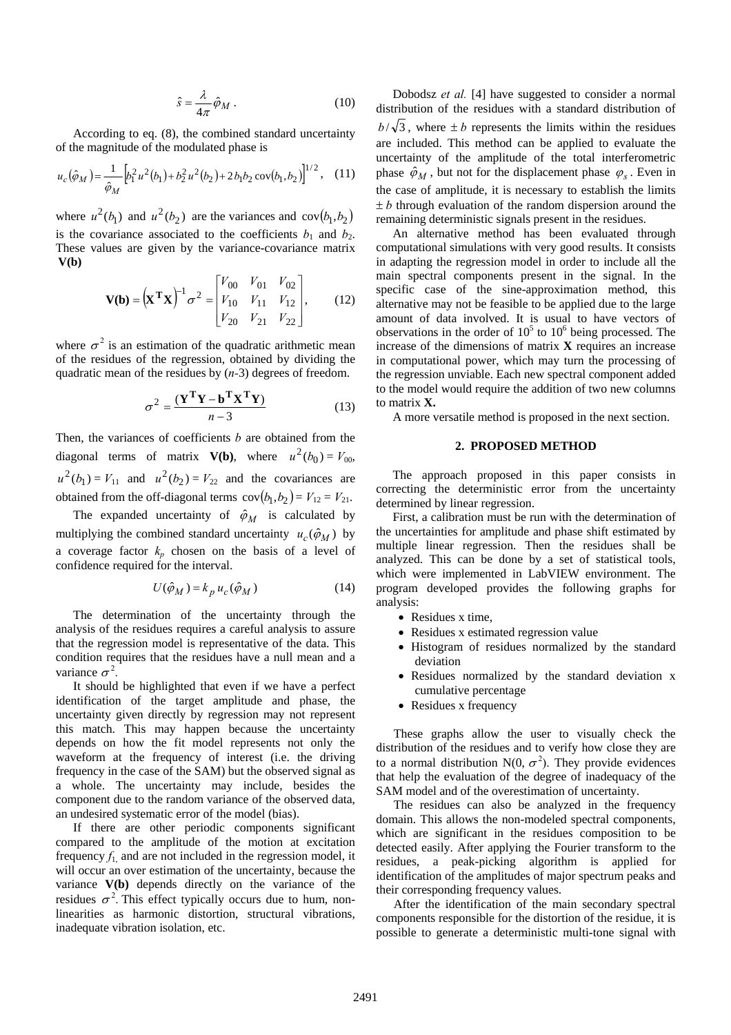$$\hat{s} = \frac{\lambda}{4\pi}\hat{\varphi}_M \,. \tag{10}$$

According to eq. (8), the combined standard uncertainty of the magnitude of the modulated phase is

$$u_c(\hat{\varphi}_M) = \frac{1}{\hat{\varphi}_M}\left[b_1^2 u^2(b_1) + b_2^2 u^2(b_2) + 2 b_1 b_2 \operatorname{cov}(b_1, b_2)\right]^{1/2}, \tag{11}$$

where $u^2(b_1)$ and $u^2(b_2)$ are the variances and $\operatorname{cov}(b_1, b_2)$ is the covariance associated to the coefficients $b_1$ and $b_2$. These values are given by the variance-covariance matrix **V(b)**

$$\mathbf{V(b)} = \left(\mathbf{X}^{\mathbf{T}}\mathbf{X}\right)^{-1}\sigma^2 = \begin{bmatrix} V_{00} & V_{01} & V_{02} \\ V_{10} & V_{11} & V_{12} \\ V_{20} & V_{21} & V_{22} \end{bmatrix}, \tag{12}$$

where $\sigma^2$ is an estimation of the quadratic arithmetic mean of the residues of the regression, obtained by dividing the quadratic mean of the residues by ($n$-3) degrees of freedom.

$$\sigma^2 = \frac{(\mathbf{Y}^{\mathbf{T}}\mathbf{Y} - \mathbf{b}^{\mathbf{T}}\mathbf{X}^{\mathbf{T}}\mathbf{Y})}{n-3} \tag{13}$$

Then, the variances of coefficients $b$ are obtained from the diagonal terms of matrix **V(b)**, where $u^2(b_0) = V_{00}$, $u^2(b_1) = V_{11}$ and $u^2(b_2) = V_{22}$ and the covariances are obtained from the off-diagonal terms $\operatorname{cov}(b_1, b_2) = V_{12} = V_{21}$.

The expanded uncertainty of $\hat{\varphi}_M$ is calculated by multiplying the combined standard uncertainty $u_c(\hat{\varphi}_M)$ by a coverage factor $k_p$ chosen on the basis of a level of confidence required for the interval.

$$U(\hat{\varphi}_M) = k_p\, u_c(\hat{\varphi}_M) \tag{14}$$

The determination of the uncertainty through the analysis of the residues requires a careful analysis to assure that the regression model is representative of the data. This condition requires that the residues have a null mean and a variance $\sigma^2$.

It should be highlighted that even if we have a perfect identification of the target amplitude and phase, the uncertainty given directly by regression may not represent this match. This may happen because the uncertainty depends on how the fit model represents not only the waveform at the frequency of interest (i.e. the driving frequency in the case of the SAM) but the observed signal as a whole. The uncertainty may include, besides the component due to the random variance of the observed data, an undesired systematic error of the model (bias).

If there are other periodic components significant compared to the amplitude of the motion at excitation frequency $f_1$, and are not included in the regression model, it will occur an over estimation of the uncertainty, because the variance **V(b)** depends directly on the variance of the residues $\sigma^2$. This effect typically occurs due to hum, non-linearities as harmonic distortion, structural vibrations, inadequate vibration isolation, etc.

Dobodsz *et al.* [4] have suggested to consider a normal distribution of the residues with a standard distribution of $b/\sqrt{3}$, where $\pm b$ represents the limits within the residues are included. This method can be applied to evaluate the uncertainty of the amplitude of the total interferometric phase $\hat{\varphi}_M$, but not for the displacement phase $\varphi_s$. Even in the case of amplitude, it is necessary to establish the limits $\pm b$ through evaluation of the random dispersion around the remaining deterministic signals present in the residues.

An alternative method has been evaluated through computational simulations with very good results. It consists in adapting the regression model in order to include all the main spectral components present in the signal. In the specific case of the sine-approximation method, this alternative may not be feasible to be applied due to the large amount of data involved. It is usual to have vectors of observations in the order of $10^5$ to $10^6$ being processed. The increase of the dimensions of matrix **X** requires an increase in computational power, which may turn the processing of the regression unviable. Each new spectral component added to the model would require the addition of two new columns to matrix **X.**

A more versatile method is proposed in the next section.

## 2. PROPOSED METHOD

The approach proposed in this paper consists in correcting the deterministic error from the uncertainty determined by linear regression.

First, a calibration must be run with the determination of the uncertainties for amplitude and phase shift estimated by multiple linear regression. Then the residues shall be analyzed. This can be done by a set of statistical tools, which were implemented in LabVIEW environment. The program developed provides the following graphs for analysis:

- Residues x time,
- Residues x estimated regression value
- Histogram of residues normalized by the standard deviation
- Residues normalized by the standard deviation x cumulative percentage
- Residues x frequency

These graphs allow the user to visually check the distribution of the residues and to verify how close they are to a normal distribution N(0, $\sigma^2$). They provide evidences that help the evaluation of the degree of inadequacy of the SAM model and of the overestimation of uncertainty.

The residues can also be analyzed in the frequency domain. This allows the non-modeled spectral components, which are significant in the residues composition to be detected easily. After applying the Fourier transform to the residues, a peak-picking algorithm is applied for identification of the amplitudes of major spectrum peaks and their corresponding frequency values.

After the identification of the main secondary spectral components responsible for the distortion of the residue, it is possible to generate a deterministic multi-tone signal with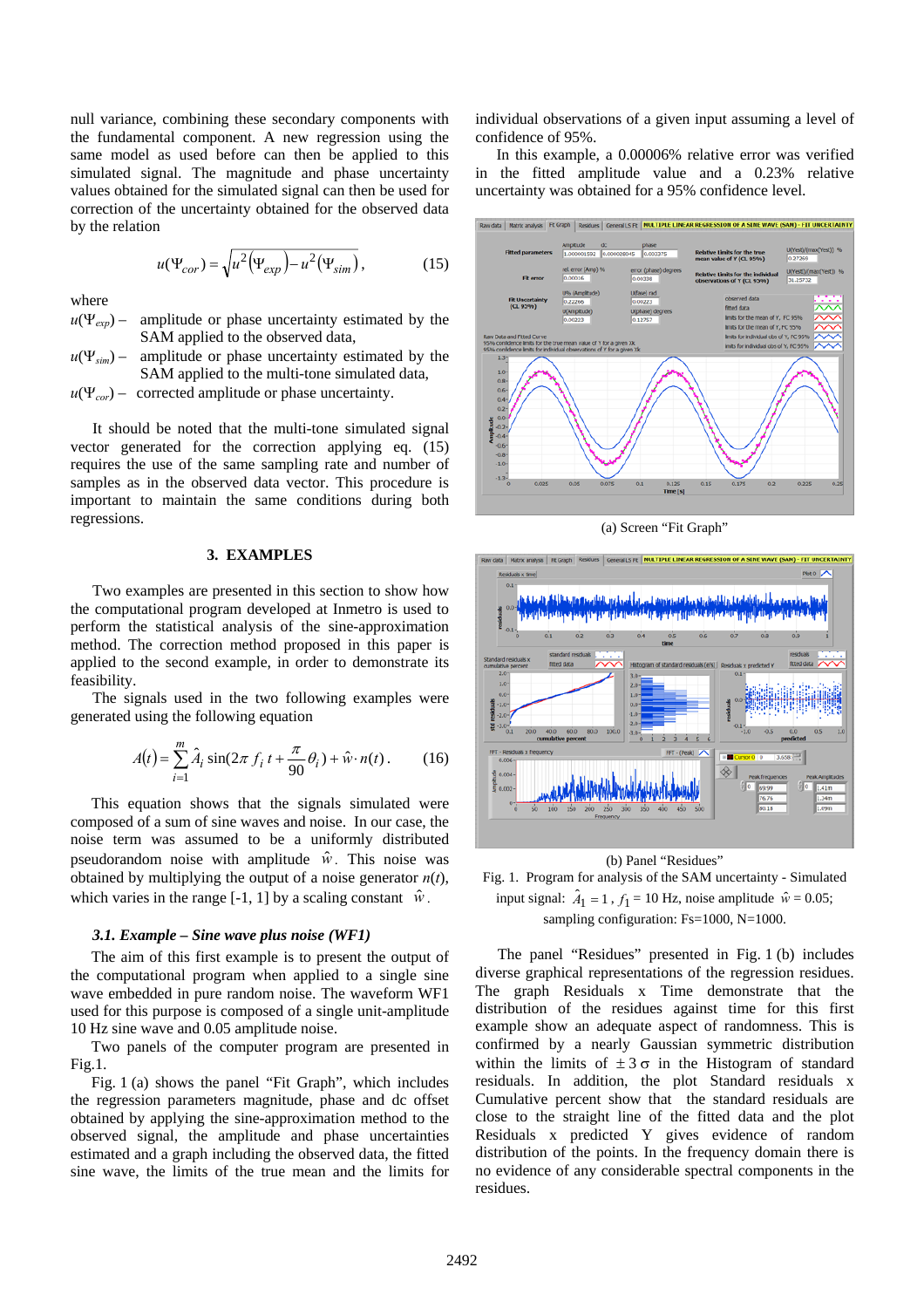null variance, combining these secondary components with the fundamental component. A new regression using the same model as used before can then be applied to this simulated signal. The magnitude and phase uncertainty values obtained for the simulated signal can then be used for correction of the uncertainty obtained for the observed data by the relation

$$u(\Psi_{cor}) = \sqrt{u^2(\Psi_{exp}) - u^2(\Psi_{sim})}\,, \qquad (15)$$

where

$u(\Psi_{exp})$ – amplitude or phase uncertainty estimated by the SAM applied to the observed data,

$u(\Psi_{sim})$ – amplitude or phase uncertainty estimated by the SAM applied to the multi-tone simulated data,

$u(\Psi_{cor})$ – corrected amplitude or phase uncertainty.

It should be noted that the multi-tone simulated signal vector generated for the correction applying eq. (15) requires the use of the same sampling rate and number of samples as in the observed data vector. This procedure is important to maintain the same conditions during both regressions.

## 3. EXAMPLES

Two examples are presented in this section to show how the computational program developed at Inmetro is used to perform the statistical analysis of the sine-approximation method. The correction method proposed in this paper is applied to the second example, in order to demonstrate its feasibility.

The signals used in the two following examples were generated using the following equation

$$A(t) = \sum_{i=1}^{m} \hat{A}_i \sin(2\pi\, f_i\, t + \frac{\pi}{90}\theta_i) + \hat{w}\cdot n(t)\,. \qquad (16)$$

This equation shows that the signals simulated were composed of a sum of sine waves and noise. In our case, the noise term was assumed to be a uniformly distributed pseudorandom noise with amplitude $\hat{w}$. This noise was obtained by multiplying the output of a noise generator $n(t)$, which varies in the range [-1, 1] by a scaling constant $\hat{w}$.

### 3.1. Example – Sine wave plus noise (WF1)

The aim of this first example is to present the output of the computational program when applied to a single sine wave embedded in pure random noise. The waveform WF1 used for this purpose is composed of a single unit-amplitude 10 Hz sine wave and 0.05 amplitude noise.

Two panels of the computer program are presented in Fig.1.

Fig. 1 (a) shows the panel "Fit Graph", which includes the regression parameters magnitude, phase and dc offset obtained by applying the sine-approximation method to the observed signal, the amplitude and phase uncertainties estimated and a graph including the observed data, the fitted sine wave, the limits of the true mean and the limits for individual observations of a given input assuming a level of confidence of 95%.

In this example, a 0.00006% relative error was verified in the fitted amplitude value and a 0.23% relative uncertainty was obtained for a 95% confidence level.

(a) Screen "Fit Graph"

(b) Panel "Residues"

Fig. 1. Program for analysis of the SAM uncertainty - Simulated input signal: $\hat{A}_1 = 1$, $f_1 = 10$ Hz, noise amplitude $\hat{w} = 0.05$; sampling configuration: Fs=1000, N=1000.

The panel "Residues" presented in Fig. 1 (b) includes diverse graphical representations of the regression residues. The graph Residuals x Time demonstrate that the distribution of the residues against time for this first example show an adequate aspect of randomness. This is confirmed by a nearly Gaussian symmetric distribution within the limits of $\pm 3\,\sigma$ in the Histogram of standard residuals. In addition, the plot Standard residuals x Cumulative percent show that the standard residuals are close to the straight line of the fitted data and the plot Residuals x predicted Y gives evidence of random distribution of the points. In the frequency domain there is no evidence of any considerable spectral components in the residues.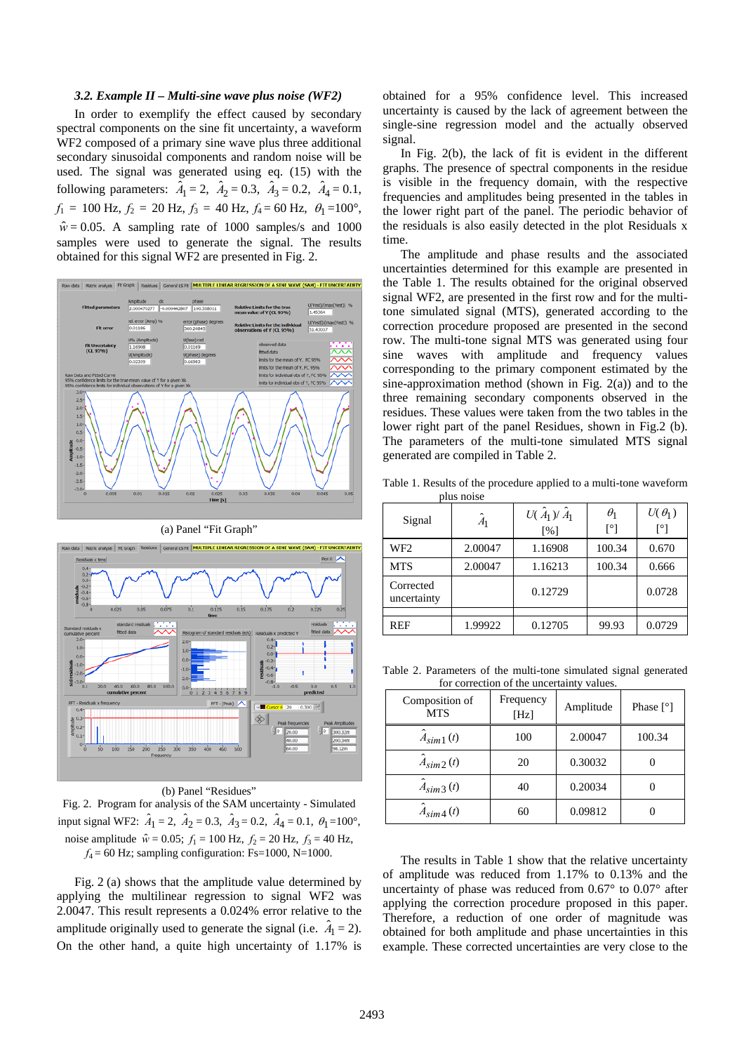### 3.2. Example II – Multi-sine wave plus noise (WF2)

In order to exemplify the effect caused by secondary spectral components on the sine fit uncertainty, a waveform WF2 composed of a primary sine wave plus three additional secondary sinusoidal components and random noise will be used. The signal was generated using eq. (15) with the following parameters: $\hat{A}_1 = 2$, $\hat{A}_2 = 0.3$, $\hat{A}_3 = 0.2$, $\hat{A}_4 = 0.1$, $f_1 = 100$ Hz, $f_2 = 20$ Hz, $f_3 = 40$ Hz, $f_4 = 60$ Hz, $\theta_1 = 100°$, $\hat{w} = 0.05$. A sampling rate of 1000 samples/s and 1000 samples were used to generate the signal. The results obtained for this signal WF2 are presented in Fig. 2.

(a) Panel "Fit Graph"

(b) Panel "Residues"

Fig. 2. Program for analysis of the SAM uncertainty - Simulated input signal WF2: $\hat{A}_1 = 2$, $\hat{A}_2 = 0.3$, $\hat{A}_3 = 0.2$, $\hat{A}_4 = 0.1$, $\theta_1 = 100°$, noise amplitude $\hat{w} = 0.05$; $f_1 = 100$ Hz, $f_2 = 20$ Hz, $f_3 = 40$ Hz, $f_4 = 60$ Hz; sampling configuration: Fs=1000, N=1000.

Fig. 2 (a) shows that the amplitude value determined by applying the multilinear regression to signal WF2 was 2.0047. This result represents a 0.024% error relative to the amplitude originally used to generate the signal (i.e. $\hat{A}_1 = 2$). On the other hand, a quite high uncertainty of 1.17% is obtained for a 95% confidence level. This increased uncertainty is caused by the lack of agreement between the single-sine regression model and the actually observed signal.

In Fig. 2(b), the lack of fit is evident in the different graphs. The presence of spectral components in the residue is visible in the frequency domain, with the respective frequencies and amplitudes being presented in the tables in the lower right part of the panel. The periodic behavior of the residuals is also easily detected in the plot Residuals x time.

The amplitude and phase results and the associated uncertainties determined for this example are presented in the Table 1. The results obtained for the original observed signal WF2, are presented in the first row and for the multi-tone simulated signal (MTS), generated according to the correction procedure proposed are presented in the second row. The multi-tone signal MTS was generated using four sine waves with amplitude and frequency values corresponding to the primary component estimated by the sine-approximation method (shown in Fig. 2(a)) and to the three remaining secondary components observed in the residues. These values were taken from the two tables in the lower right part of the panel Residues, shown in Fig.2 (b). The parameters of the multi-tone simulated MTS signal generated are compiled in Table 2.

Table 1. Results of the procedure applied to a multi-tone waveform plus noise

| Signal | $\hat{A}_1$ | $U(\hat{A}_1)/\hat{A}_1$ [%] | $\theta_1$ [°] | $U(\theta_1)$ [°] |
|---|---|---|---|---|
| WF2 | 2.00047 | 1.16908 | 100.34 | 0.670 |
| MTS | 2.00047 | 1.16213 | 100.34 | 0.666 |
| Corrected uncertainty | | 0.12729 | | 0.0728 |
| REF | 1.99922 | 0.12705 | 99.93 | 0.0729 |

Table 2. Parameters of the multi-tone simulated signal generated for correction of the uncertainty values.

| Composition of MTS | Frequency [Hz] | Amplitude | Phase [°] |
|---|---|---|---|
| $\hat{A}_{sim1}(t)$ | 100 | 2.00047 | 100.34 |
| $\hat{A}_{sim2}(t)$ | 20 | 0.30032 | 0 |
| $\hat{A}_{sim3}(t)$ | 40 | 0.20034 | 0 |
| $\hat{A}_{sim4}(t)$ | 60 | 0.09812 | 0 |

The results in Table 1 show that the relative uncertainty of amplitude was reduced from 1.17% to 0.13% and the uncertainty of phase was reduced from 0.67° to 0.07° after applying the correction procedure proposed in this paper. Therefore, a reduction of one order of magnitude was obtained for both amplitude and phase uncertainties in this example. These corrected uncertainties are very close to the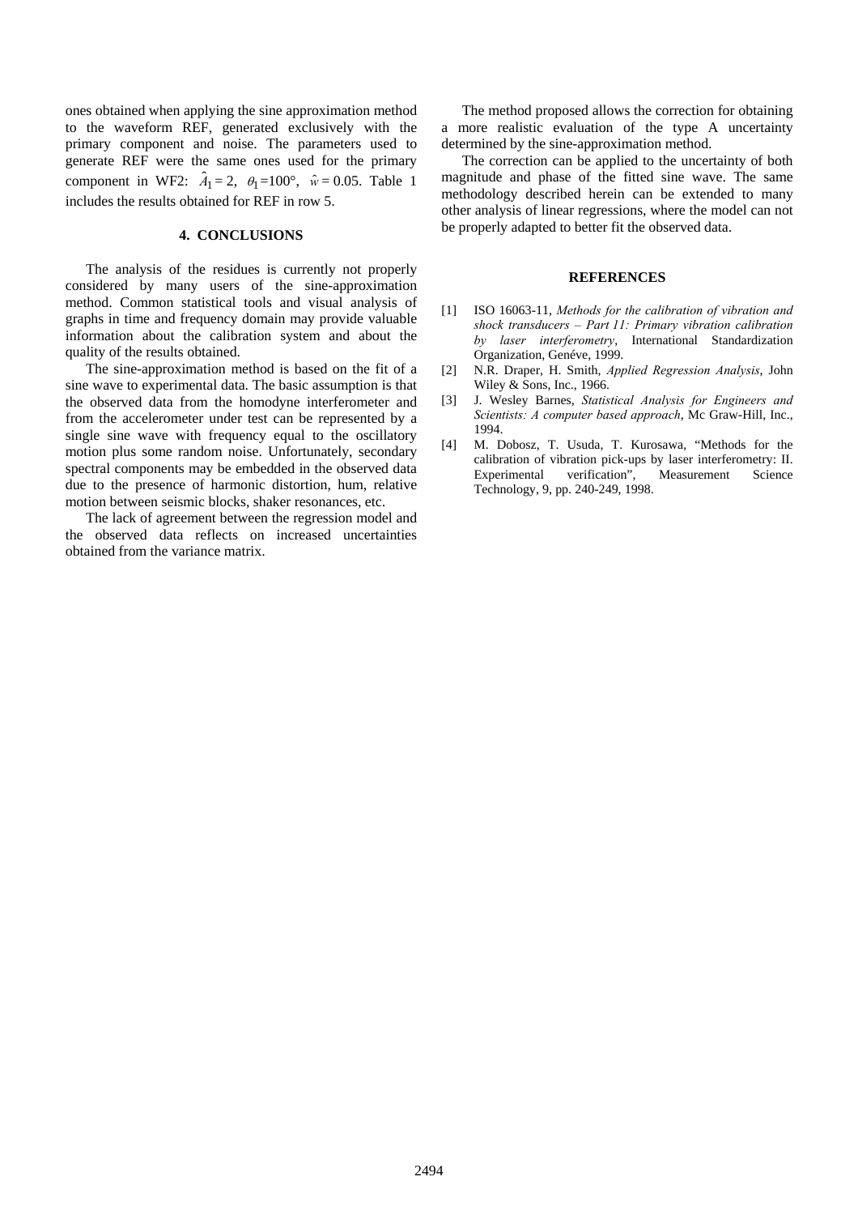ones obtained when applying the sine approximation method to the waveform REF, generated exclusively with the primary component and noise. The parameters used to generate REF were the same ones used for the primary component in WF2: $\hat{A}_1 = 2$, $\theta_1 = 100°$, $\hat{w} = 0.05$. Table 1 includes the results obtained for REF in row 5.

## 4. CONCLUSIONS

The analysis of the residues is currently not properly considered by many users of the sine-approximation method. Common statistical tools and visual analysis of graphs in time and frequency domain may provide valuable information about the calibration system and about the quality of the results obtained.

The sine-approximation method is based on the fit of a sine wave to experimental data. The basic assumption is that the observed data from the homodyne interferometer and from the accelerometer under test can be represented by a single sine wave with frequency equal to the oscillatory motion plus some random noise. Unfortunately, secondary spectral components may be embedded in the observed data due to the presence of harmonic distortion, hum, relative motion between seismic blocks, shaker resonances, etc.

The lack of agreement between the regression model and the observed data reflects on increased uncertainties obtained from the variance matrix.

The method proposed allows the correction for obtaining a more realistic evaluation of the type A uncertainty determined by the sine-approximation method.

The correction can be applied to the uncertainty of both magnitude and phase of the fitted sine wave. The same methodology described herein can be extended to many other analysis of linear regressions, where the model can not be properly adapted to better fit the observed data.

## REFERENCES

[1] ISO 16063-11, *Methods for the calibration of vibration and shock transducers – Part 11: Primary vibration calibration by laser interferometry*, International Standardization Organization, Genéve, 1999.

[2] N.R. Draper, H. Smith, *Applied Regression Analysis*, John Wiley & Sons, Inc., 1966.

[3] J. Wesley Barnes, *Statistical Analysis for Engineers and Scientists: A computer based approach*, Mc Graw-Hill, Inc., 1994.

[4] M. Dobosz, T. Usuda, T. Kurosawa, "Methods for the calibration of vibration pick-ups by laser interferometry: II. Experimental verification", Measurement Science Technology, 9, pp. 240-249, 1998.